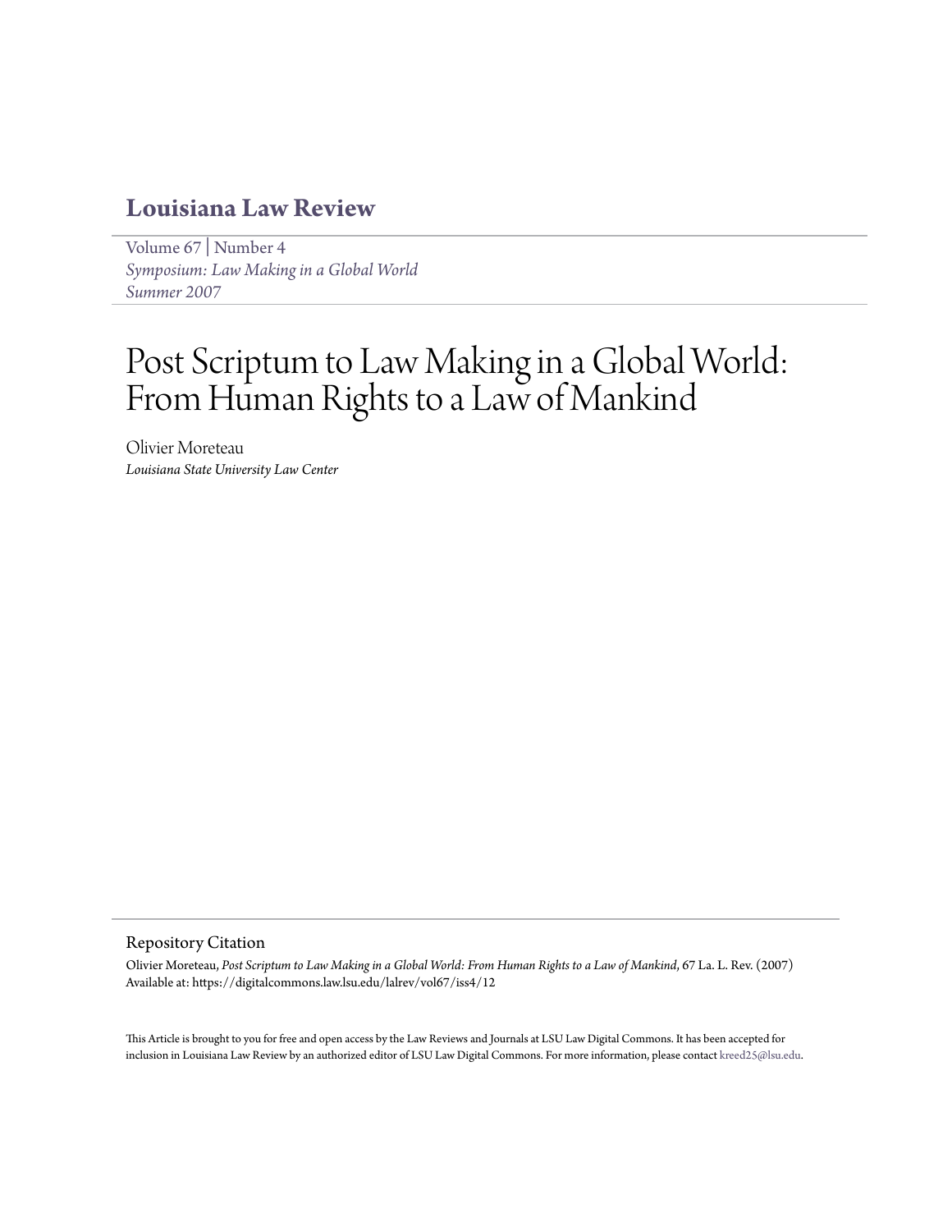# Louisiana Law Review

Volume 67 | Number 4
*Symposium: Law Making in a Global World*
*Summer 2007*

# Post Scriptum to Law Making in a Global World: From Human Rights to a Law of Mankind

Olivier Moreteau
*Louisiana State University Law Center*

## Repository Citation

Olivier Moreteau, *Post Scriptum to Law Making in a Global World: From Human Rights to a Law of Mankind*, 67 La. L. Rev. (2007)
Available at: https://digitalcommons.law.lsu.edu/lalrev/vol67/iss4/12

This Article is brought to you for free and open access by the Law Reviews and Journals at LSU Law Digital Commons. It has been accepted for inclusion in Louisiana Law Review by an authorized editor of LSU Law Digital Commons. For more information, please contact kreed25@lsu.edu.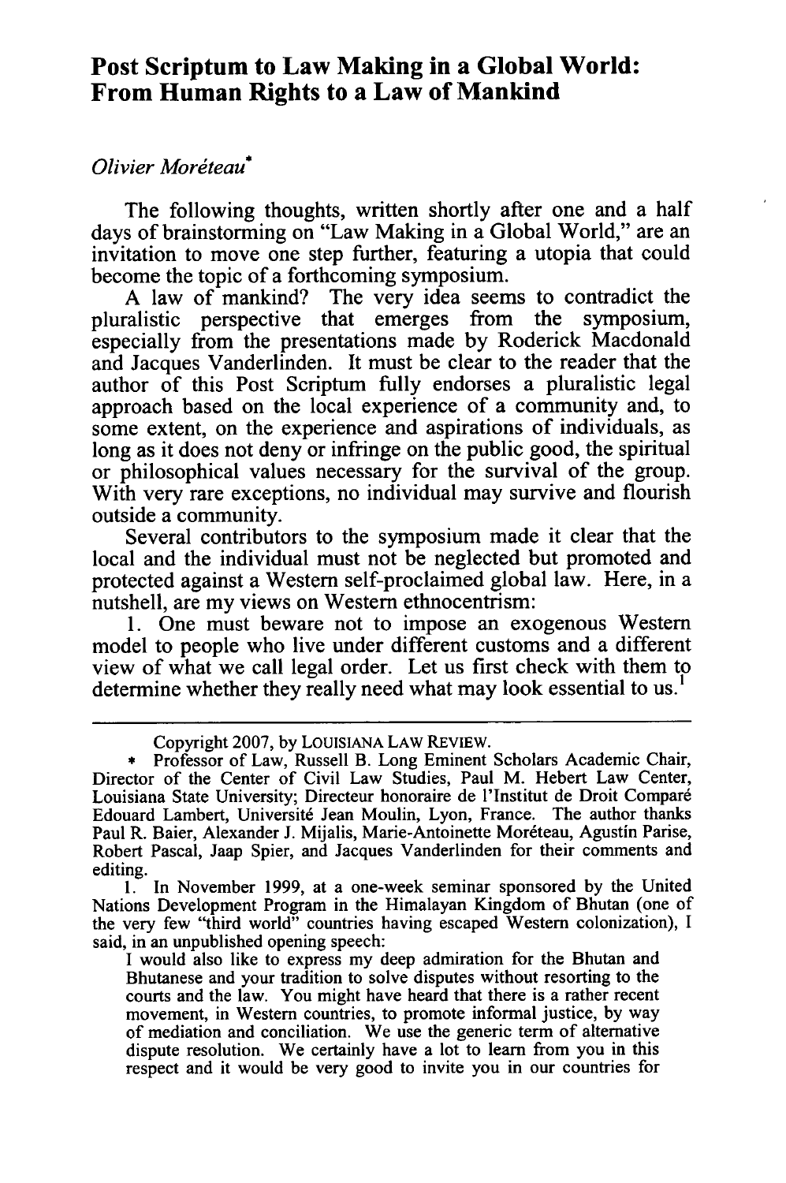# Post Scriptum to Law Making in a Global World: From Human Rights to a Law of Mankind

*Olivier Moréteau*\*

The following thoughts, written shortly after one and a half days of brainstorming on "Law Making in a Global World," are an invitation to move one step further, featuring a utopia that could become the topic of a forthcoming symposium.

A law of mankind? The very idea seems to contradict the pluralistic perspective that emerges from the symposium, especially from the presentations made by Roderick Macdonald and Jacques Vanderlinden. It must be clear to the reader that the author of this Post Scriptum fully endorses a pluralistic legal approach based on the local experience of a community and, to some extent, on the experience and aspirations of individuals, as long as it does not deny or infringe on the public good, the spiritual or philosophical values necessary for the survival of the group. With very rare exceptions, no individual may survive and flourish outside a community.

Several contributors to the symposium made it clear that the local and the individual must not be neglected but promoted and protected against a Western self-proclaimed global law. Here, in a nutshell, are my views on Western ethnocentrism:

1. One must beware not to impose an exogenous Western model to people who live under different customs and a different view of what we call legal order. Let us first check with them to determine whether they really need what may look essential to us.[1]

---

Copyright 2007, by LOUISIANA LAW REVIEW.

\* Professor of Law, Russell B. Long Eminent Scholars Academic Chair, Director of the Center of Civil Law Studies, Paul M. Hebert Law Center, Louisiana State University; Directeur honoraire de l'Institut de Droit Comparé Edouard Lambert, Université Jean Moulin, Lyon, France. The author thanks Paul R. Baier, Alexander J. Mijalis, Marie-Antoinette Moréteau, Agustín Parise, Robert Pascal, Jaap Spier, and Jacques Vanderlinden for their comments and editing.

1. In November 1999, at a one-week seminar sponsored by the United Nations Development Program in the Himalayan Kingdom of Bhutan (one of the very few "third world" countries having escaped Western colonization), I said, in an unpublished opening speech:

I would also like to express my deep admiration for the Bhutan and Bhutanese and your tradition to solve disputes without resorting to the courts and the law. You might have heard that there is a rather recent movement, in Western countries, to promote informal justice, by way of mediation and conciliation. We use the generic term of alternative dispute resolution. We certainly have a lot to learn from you in this respect and it would be very good to invite you in our countries for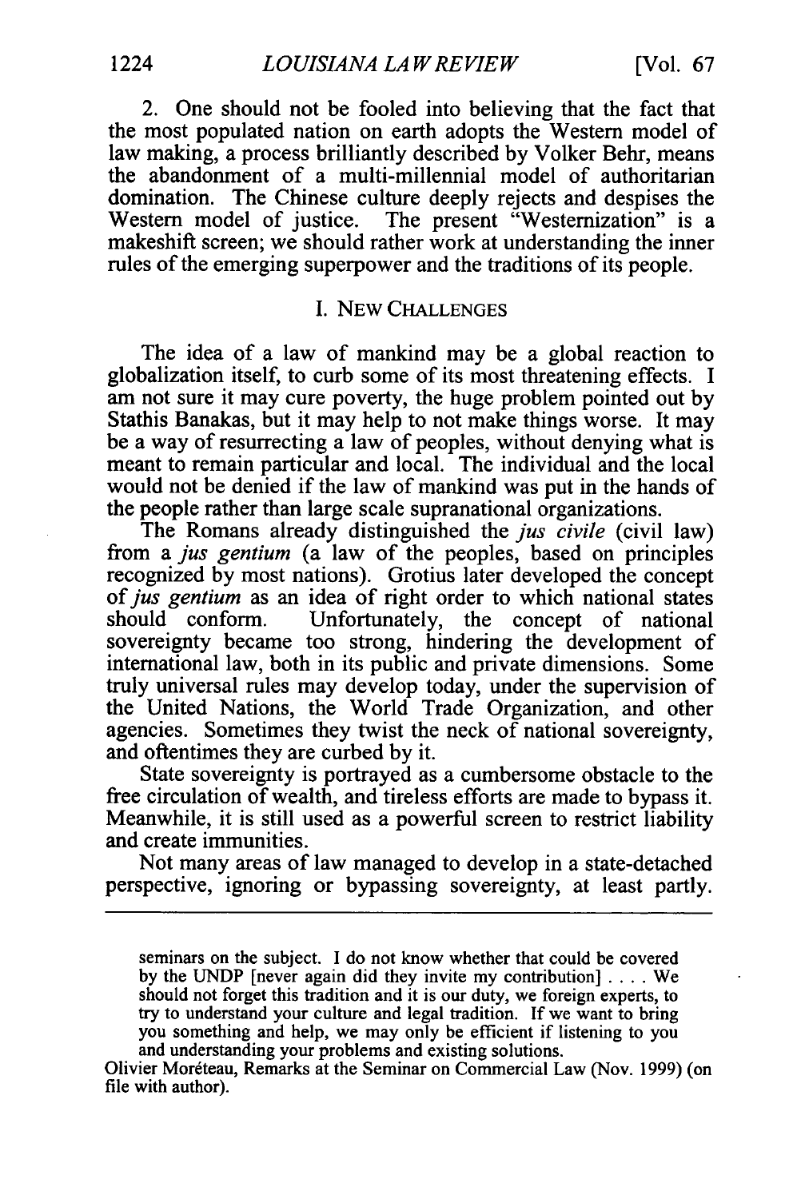2. One should not be fooled into believing that the fact that the most populated nation on earth adopts the Western model of law making, a process brilliantly described by Volker Behr, means the abandonment of a multi-millennial model of authoritarian domination. The Chinese culture deeply rejects and despises the Western model of justice. The present "Westernization" is a makeshift screen; we should rather work at understanding the inner rules of the emerging superpower and the traditions of its people.

## I. NEW CHALLENGES

The idea of a law of mankind may be a global reaction to globalization itself, to curb some of its most threatening effects. I am not sure it may cure poverty, the huge problem pointed out by Stathis Banakas, but it may help to not make things worse. It may be a way of resurrecting a law of peoples, without denying what is meant to remain particular and local. The individual and the local would not be denied if the law of mankind was put in the hands of the people rather than large scale supranational organizations.

The Romans already distinguished the *jus civile* (civil law) from a *jus gentium* (a law of the peoples, based on principles recognized by most nations). Grotius later developed the concept of *jus gentium* as an idea of right order to which national states should conform. Unfortunately, the concept of national sovereignty became too strong, hindering the development of international law, both in its public and private dimensions. Some truly universal rules may develop today, under the supervision of the United Nations, the World Trade Organization, and other agencies. Sometimes they twist the neck of national sovereignty, and oftentimes they are curbed by it.

State sovereignty is portrayed as a cumbersome obstacle to the free circulation of wealth, and tireless efforts are made to bypass it. Meanwhile, it is still used as a powerful screen to restrict liability and create immunities.

Not many areas of law managed to develop in a state-detached perspective, ignoring or bypassing sovereignty, at least partly.

---

seminars on the subject. I do not know whether that could be covered by the UNDP [never again did they invite my contribution] . . . . We should not forget this tradition and it is our duty, we foreign experts, to try to understand your culture and legal tradition. If we want to bring you something and help, we may only be efficient if listening to you and understanding your problems and existing solutions.

Olivier Moréteau, Remarks at the Seminar on Commercial Law (Nov. 1999) (on file with author).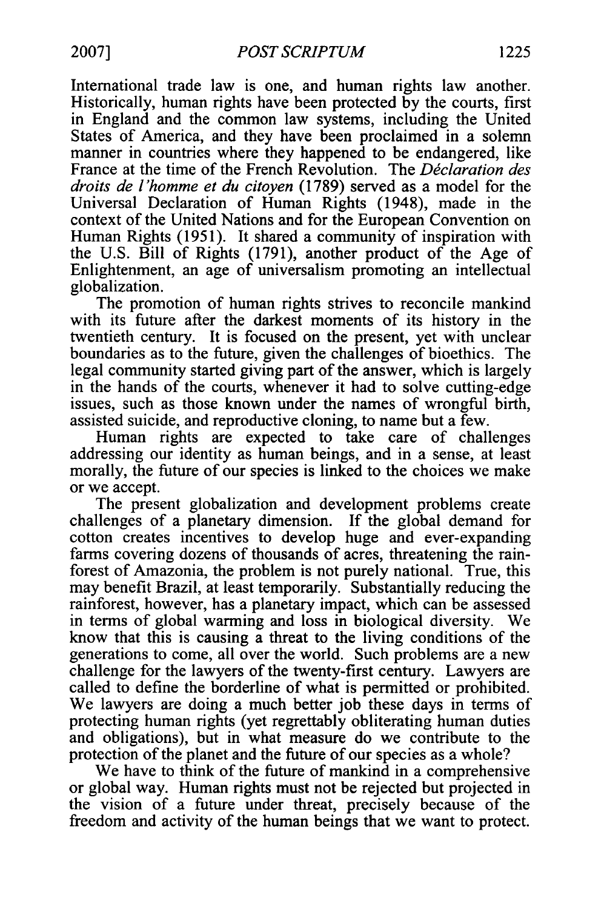International trade law is one, and human rights law another. Historically, human rights have been protected by the courts, first in England and the common law systems, including the United States of America, and they have been proclaimed in a solemn manner in countries where they happened to be endangered, like France at the time of the French Revolution. The *Déclaration des droits de l'homme et du citoyen* (1789) served as a model for the Universal Declaration of Human Rights (1948), made in the context of the United Nations and for the European Convention on Human Rights (1951). It shared a community of inspiration with the U.S. Bill of Rights (1791), another product of the Age of Enlightenment, an age of universalism promoting an intellectual globalization.

The promotion of human rights strives to reconcile mankind with its future after the darkest moments of its history in the twentieth century. It is focused on the present, yet with unclear boundaries as to the future, given the challenges of bioethics. The legal community started giving part of the answer, which is largely in the hands of the courts, whenever it had to solve cutting-edge issues, such as those known under the names of wrongful birth, assisted suicide, and reproductive cloning, to name but a few.

Human rights are expected to take care of challenges addressing our identity as human beings, and in a sense, at least morally, the future of our species is linked to the choices we make or we accept.

The present globalization and development problems create challenges of a planetary dimension. If the global demand for cotton creates incentives to develop huge and ever-expanding farms covering dozens of thousands of acres, threatening the rainforest of Amazonia, the problem is not purely national. True, this may benefit Brazil, at least temporarily. Substantially reducing the rainforest, however, has a planetary impact, which can be assessed in terms of global warming and loss in biological diversity. We know that this is causing a threat to the living conditions of the generations to come, all over the world. Such problems are a new challenge for the lawyers of the twenty-first century. Lawyers are called to define the borderline of what is permitted or prohibited. We lawyers are doing a much better job these days in terms of protecting human rights (yet regrettably obliterating human duties and obligations), but in what measure do we contribute to the protection of the planet and the future of our species as a whole?

We have to think of the future of mankind in a comprehensive or global way. Human rights must not be rejected but projected in the vision of a future under threat, precisely because of the freedom and activity of the human beings that we want to protect.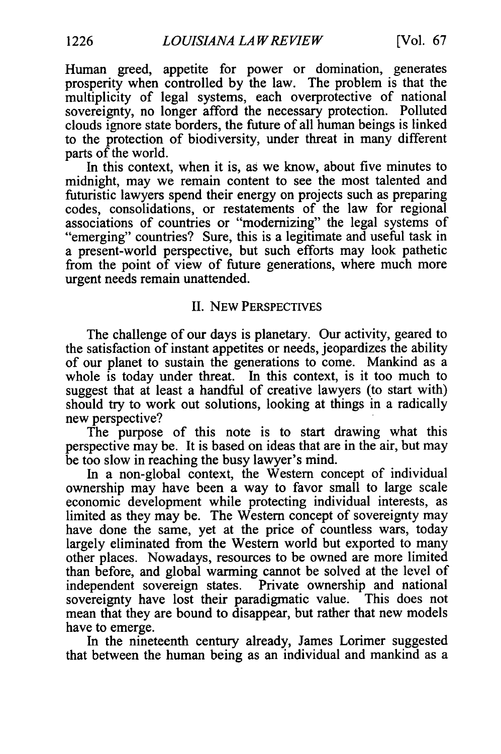Human greed, appetite for power or domination, generates prosperity when controlled by the law. The problem is that the multiplicity of legal systems, each overprotective of national sovereignty, no longer afford the necessary protection. Polluted clouds ignore state borders, the future of all human beings is linked to the protection of biodiversity, under threat in many different parts of the world.

In this context, when it is, as we know, about five minutes to midnight, may we remain content to see the most talented and futuristic lawyers spend their energy on projects such as preparing codes, consolidations, or restatements of the law for regional associations of countries or "modernizing" the legal systems of "emerging" countries? Sure, this is a legitimate and useful task in a present-world perspective, but such efforts may look pathetic from the point of view of future generations, where much more urgent needs remain unattended.

## II. NEW PERSPECTIVES

The challenge of our days is planetary. Our activity, geared to the satisfaction of instant appetites or needs, jeopardizes the ability of our planet to sustain the generations to come. Mankind as a whole is today under threat. In this context, is it too much to suggest that at least a handful of creative lawyers (to start with) should try to work out solutions, looking at things in a radically new perspective?

The purpose of this note is to start drawing what this perspective may be. It is based on ideas that are in the air, but may be too slow in reaching the busy lawyer's mind.

In a non-global context, the Western concept of individual ownership may have been a way to favor small to large scale economic development while protecting individual interests, as limited as they may be. The Western concept of sovereignty may have done the same, yet at the price of countless wars, today largely eliminated from the Western world but exported to many other places. Nowadays, resources to be owned are more limited than before, and global warming cannot be solved at the level of independent sovereign states. Private ownership and national sovereignty have lost their paradigmatic value. This does not mean that they are bound to disappear, but rather that new models have to emerge.

In the nineteenth century already, James Lorimer suggested that between the human being as an individual and mankind as a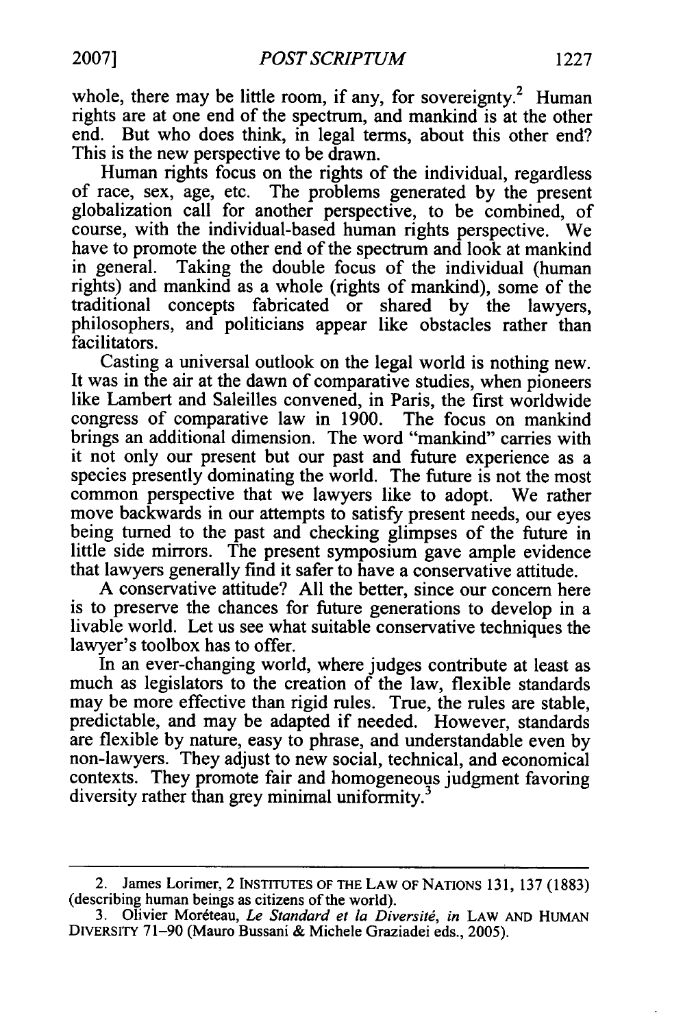whole, there may be little room, if any, for sovereignty.[2] Human rights are at one end of the spectrum, and mankind is at the other end. But who does think, in legal terms, about this other end? This is the new perspective to be drawn.

Human rights focus on the rights of the individual, regardless of race, sex, age, etc. The problems generated by the present globalization call for another perspective, to be combined, of course, with the individual-based human rights perspective. We have to promote the other end of the spectrum and look at mankind in general. Taking the double focus of the individual (human rights) and mankind as a whole (rights of mankind), some of the traditional concepts fabricated or shared by the lawyers, philosophers, and politicians appear like obstacles rather than facilitators.

Casting a universal outlook on the legal world is nothing new. It was in the air at the dawn of comparative studies, when pioneers like Lambert and Saleilles convened, in Paris, the first worldwide congress of comparative law in 1900. The focus on mankind brings an additional dimension. The word "mankind" carries with it not only our present but our past and future experience as a species presently dominating the world. The future is not the most common perspective that we lawyers like to adopt. We rather move backwards in our attempts to satisfy present needs, our eyes being turned to the past and checking glimpses of the future in little side mirrors. The present symposium gave ample evidence that lawyers generally find it safer to have a conservative attitude.

A conservative attitude? All the better, since our concern here is to preserve the chances for future generations to develop in a livable world. Let us see what suitable conservative techniques the lawyer's toolbox has to offer.

In an ever-changing world, where judges contribute at least as much as legislators to the creation of the law, flexible standards may be more effective than rigid rules. True, the rules are stable, predictable, and may be adapted if needed. However, standards are flexible by nature, easy to phrase, and understandable even by non-lawyers. They adjust to new social, technical, and economical contexts. They promote fair and homogeneous judgment favoring diversity rather than grey minimal uniformity.[3]

---

2. James Lorimer, 2 INSTITUTES OF THE LAW OF NATIONS 131, 137 (1883) (describing human beings as citizens of the world).

3. Olivier Moréteau, *Le Standard et la Diversité*, *in* LAW AND HUMAN DIVERSITY 71–90 (Mauro Bussani & Michele Graziadei eds., 2005).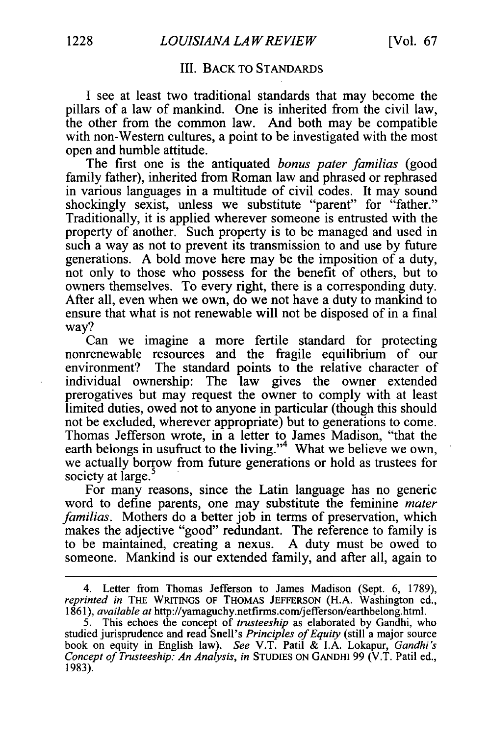## III. BACK TO STANDARDS

I see at least two traditional standards that may become the pillars of a law of mankind. One is inherited from the civil law, the other from the common law. And both may be compatible with non-Western cultures, a point to be investigated with the most open and humble attitude.

The first one is the antiquated *bonus pater familias* (good family father), inherited from Roman law and phrased or rephrased in various languages in a multitude of civil codes. It may sound shockingly sexist, unless we substitute "parent" for "father." Traditionally, it is applied wherever someone is entrusted with the property of another. Such property is to be managed and used in such a way as not to prevent its transmission to and use by future generations. A bold move here may be the imposition of a duty, not only to those who possess for the benefit of others, but to owners themselves. To every right, there is a corresponding duty. After all, even when we own, do we not have a duty to mankind to ensure that what is not renewable will not be disposed of in a final way?

Can we imagine a more fertile standard for protecting nonrenewable resources and the fragile equilibrium of our environment? The standard points to the relative character of individual ownership: The law gives the owner extended prerogatives but may request the owner to comply with at least limited duties, owed not to anyone in particular (though this should not be excluded, wherever appropriate) but to generations to come. Thomas Jefferson wrote, in a letter to James Madison, "that the earth belongs in usufruct to the living."[4] What we believe we own, we actually borrow from future generations or hold as trustees for society at large.[5]

For many reasons, since the Latin language has no generic word to define parents, one may substitute the feminine *mater familias*. Mothers do a better job in terms of preservation, which makes the adjective "good" redundant. The reference to family is to be maintained, creating a nexus. A duty must be owed to someone. Mankind is our extended family, and after all, again to

---

4. Letter from Thomas Jefferson to James Madison (Sept. 6, 1789), *reprinted in* THE WRITINGS OF THOMAS JEFFERSON (H.A. Washington ed., 1861), *available at* http://yamaguchy.netfirms.com/jefferson/earthbelong.html.

5. This echoes the concept of *trusteeship* as elaborated by Gandhi, who studied jurisprudence and read Snell's *Principles of Equity* (still a major source book on equity in English law). *See* V.T. Patil & I.A. Lokapur, *Gandhi's Concept of Trusteeship: An Analysis*, *in* STUDIES ON GANDHI 99 (V.T. Patil ed., 1983).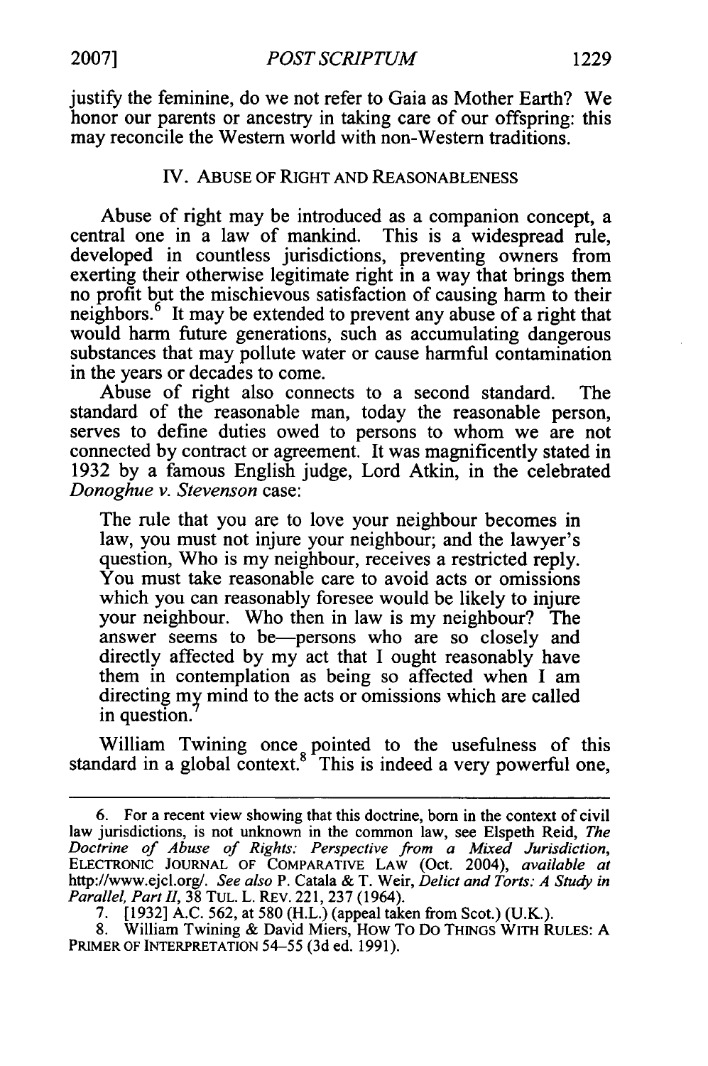justify the feminine, do we not refer to Gaia as Mother Earth? We honor our parents or ancestry in taking care of our offspring: this may reconcile the Western world with non-Western traditions.

## IV. ABUSE OF RIGHT AND REASONABLENESS

Abuse of right may be introduced as a companion concept, a central one in a law of mankind. This is a widespread rule, developed in countless jurisdictions, preventing owners from exerting their otherwise legitimate right in a way that brings them no profit but the mischievous satisfaction of causing harm to their neighbors.[6] It may be extended to prevent any abuse of a right that would harm future generations, such as accumulating dangerous substances that may pollute water or cause harmful contamination in the years or decades to come.

Abuse of right also connects to a second standard. The standard of the reasonable man, today the reasonable person, serves to define duties owed to persons to whom we are not connected by contract or agreement. It was magnificently stated in 1932 by a famous English judge, Lord Atkin, in the celebrated *Donoghue v. Stevenson* case:

> The rule that you are to love your neighbour becomes in law, you must not injure your neighbour; and the lawyer's question, Who is my neighbour, receives a restricted reply. You must take reasonable care to avoid acts or omissions which you can reasonably foresee would be likely to injure your neighbour. Who then in law is my neighbour? The answer seems to be—persons who are so closely and directly affected by my act that I ought reasonably have them in contemplation as being so affected when I am directing my mind to the acts or omissions which are called in question.[7]

William Twining once pointed to the usefulness of this standard in a global context.[8] This is indeed a very powerful one,

---

6. For a recent view showing that this doctrine, born in the context of civil law jurisdictions, is not unknown in the common law, see Elspeth Reid, *The Doctrine of Abuse of Rights: Perspective from a Mixed Jurisdiction*, ELECTRONIC JOURNAL OF COMPARATIVE LAW (Oct. 2004), *available at* http://www.ejcl.org/. *See also* P. Catala & T. Weir, *Delict and Torts: A Study in Parallel, Part II*, 38 TUL. L. REV. 221, 237 (1964).

7. [1932] A.C. 562, at 580 (H.L.) (appeal taken from Scot.) (U.K.).

8. William Twining & David Miers, HOW TO DO THINGS WITH RULES: A PRIMER OF INTERPRETATION 54–55 (3d ed. 1991).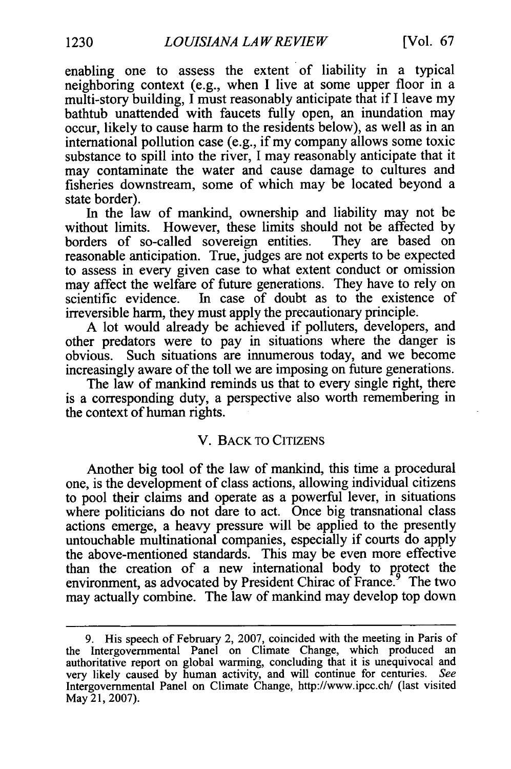enabling one to assess the extent of liability in a typical neighboring context (e.g., when I live at some upper floor in a multi-story building, I must reasonably anticipate that if I leave my bathtub unattended with faucets fully open, an inundation may occur, likely to cause harm to the residents below), as well as in an international pollution case (e.g., if my company allows some toxic substance to spill into the river, I may reasonably anticipate that it may contaminate the water and cause damage to cultures and fisheries downstream, some of which may be located beyond a state border).

In the law of mankind, ownership and liability may not be without limits. However, these limits should not be affected by borders of so-called sovereign entities. They are based on reasonable anticipation. True, judges are not experts to be expected to assess in every given case to what extent conduct or omission may affect the welfare of future generations. They have to rely on scientific evidence. In case of doubt as to the existence of irreversible harm, they must apply the precautionary principle.

A lot would already be achieved if polluters, developers, and other predators were to pay in situations where the danger is obvious. Such situations are innumerous today, and we become increasingly aware of the toll we are imposing on future generations.

The law of mankind reminds us that to every single right, there is a corresponding duty, a perspective also worth remembering in the context of human rights.

## V. BACK TO CITIZENS

Another big tool of the law of mankind, this time a procedural one, is the development of class actions, allowing individual citizens to pool their claims and operate as a powerful lever, in situations where politicians do not dare to act. Once big transnational class actions emerge, a heavy pressure will be applied to the presently untouchable multinational companies, especially if courts do apply the above-mentioned standards. This may be even more effective than the creation of a new international body to protect the environment, as advocated by President Chirac of France.[9] The two may actually combine. The law of mankind may develop top down

---

9. His speech of February 2, 2007, coincided with the meeting in Paris of the Intergovernmental Panel on Climate Change, which produced an authoritative report on global warming, concluding that it is unequivocal and very likely caused by human activity, and will continue for centuries. *See* Intergovernmental Panel on Climate Change, http://www.ipcc.ch/ (last visited May 21, 2007).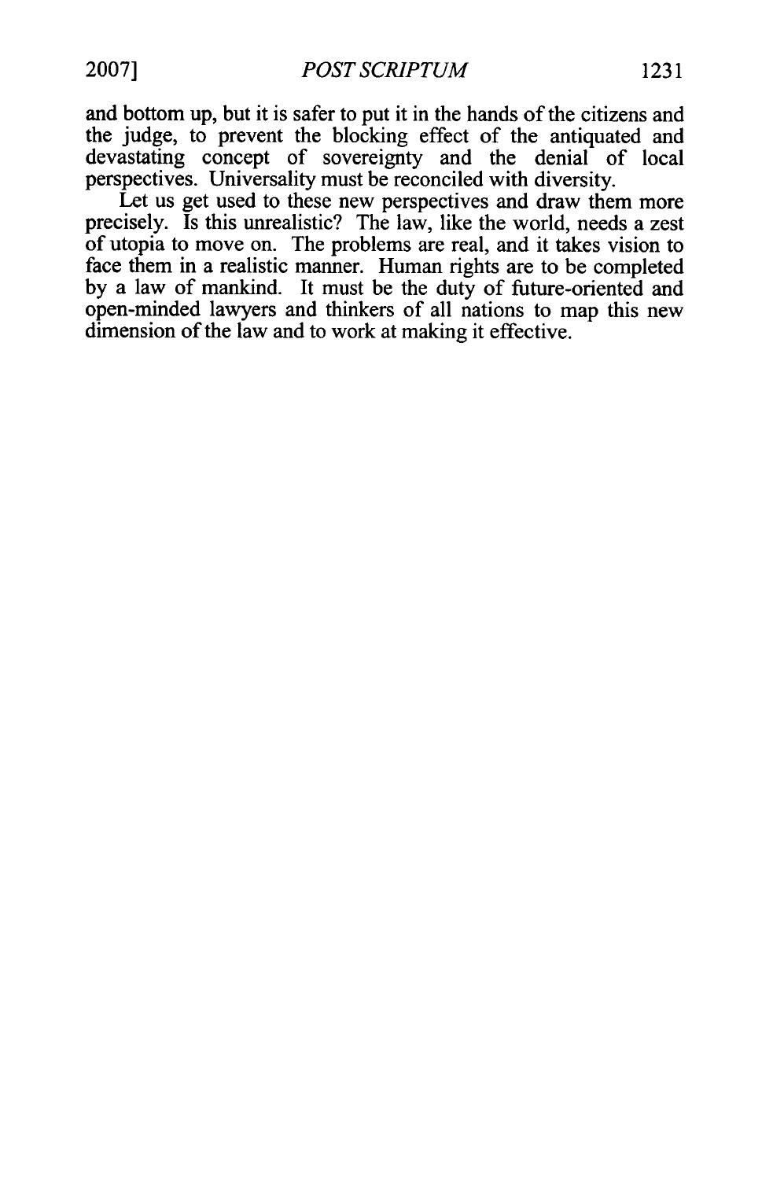and bottom up, but it is safer to put it in the hands of the citizens and the judge, to prevent the blocking effect of the antiquated and devastating concept of sovereignty and the denial of local perspectives. Universality must be reconciled with diversity.

Let us get used to these new perspectives and draw them more precisely. Is this unrealistic? The law, like the world, needs a zest of utopia to move on. The problems are real, and it takes vision to face them in a realistic manner. Human rights are to be completed by a law of mankind. It must be the duty of future-oriented and open-minded lawyers and thinkers of all nations to map this new dimension of the law and to work at making it effective.